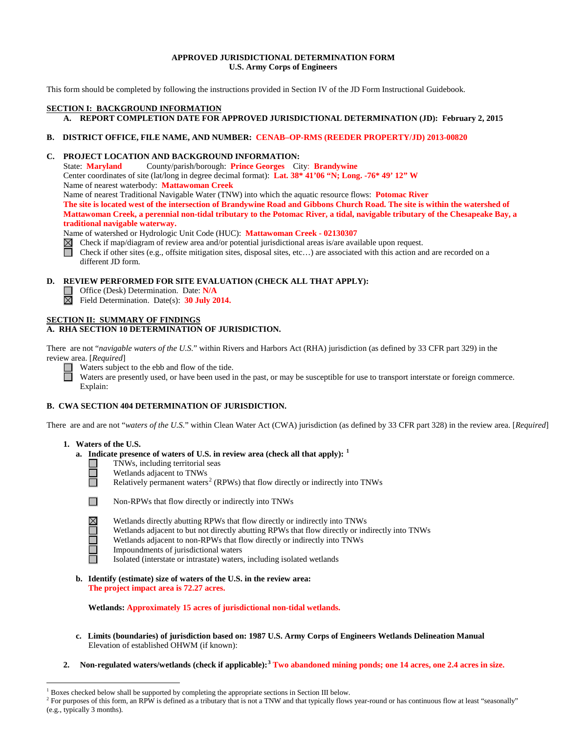# APPROVED JURISDICTIONAL DETERMINATION FORM
## U.S. Army Corps of Engineers

This form should be completed by following the instructions provided in Section IV of the JD Form Instructional Guidebook.

**SECTION I: BACKGROUND INFORMATION**

**A. REPORT COMPLETION DATE FOR APPROVED JURISDICTIONAL DETERMINATION (JD): February 2, 2015**

**B. DISTRICT OFFICE, FILE NAME, AND NUMBER: CENAB–OP-RMS (REEDER PROPERTY/JD) 2013-00820**

**C. PROJECT LOCATION AND BACKGROUND INFORMATION:**

State: **Maryland** County/parish/borough: **Prince Georges** City: **Brandywine**

Center coordinates of site (lat/long in degree decimal format): **Lat. 38* 41'06 "N; Long. -76* 49' 12" W**

Name of nearest waterbody: **Mattawoman Creek**

Name of nearest Traditional Navigable Water (TNW) into which the aquatic resource flows: **Potomac River**

**The site is located west of the intersection of Brandywine Road and Gibbons Church Road. The site is within the watershed of Mattawoman Creek, a perennial non-tidal tributary to the Potomac River, a tidal, navigable tributary of the Chesapeake Bay, a traditional navigable waterway.**

Name of watershed or Hydrologic Unit Code (HUC): **Mattawoman Creek - 02130307**

☒ Check if map/diagram of review area and/or potential jurisdictional areas is/are available upon request.

☐ Check if other sites (e.g., offsite mitigation sites, disposal sites, etc…) are associated with this action and are recorded on a different JD form.

**D. REVIEW PERFORMED FOR SITE EVALUATION (CHECK ALL THAT APPLY):**

☐ Office (Desk) Determination. Date: **N/A**

☒ Field Determination. Date(s): **30 July 2014.**

**SECTION II: SUMMARY OF FINDINGS**

**A. RHA SECTION 10 DETERMINATION OF JURISDICTION.**

There are not "*navigable waters of the U.S.*" within Rivers and Harbors Act (RHA) jurisdiction (as defined by 33 CFR part 329) in the review area. [*Required*]

☐ Waters subject to the ebb and flow of the tide.

☐ Waters are presently used, or have been used in the past, or may be susceptible for use to transport interstate or foreign commerce. Explain:

**B. CWA SECTION 404 DETERMINATION OF JURISDICTION.**

There are and are not "*waters of the U.S.*" within Clean Water Act (CWA) jurisdiction (as defined by 33 CFR part 328) in the review area. [*Required*]

**1. Waters of the U.S.**

**a. Indicate presence of waters of U.S. in review area (check all that apply):** [1]

☐ TNWs, including territorial seas

☐ Wetlands adjacent to TNWs

☐ Relatively permanent waters[2] (RPWs) that flow directly or indirectly into TNWs

☐ Non-RPWs that flow directly or indirectly into TNWs

☒ Wetlands directly abutting RPWs that flow directly or indirectly into TNWs

☐ Wetlands adjacent to but not directly abutting RPWs that flow directly or indirectly into TNWs

☐ Wetlands adjacent to non-RPWs that flow directly or indirectly into TNWs

☐ Impoundments of jurisdictional waters

☐ Isolated (interstate or intrastate) waters, including isolated wetlands

**b. Identify (estimate) size of waters of the U.S. in the review area:**

**The project impact area is 72.27 acres.**

**Wetlands: Approximately 15 acres of jurisdictional non-tidal wetlands.**

**c. Limits (boundaries) of jurisdiction based on: 1987 U.S. Army Corps of Engineers Wetlands Delineation Manual**

Elevation of established OHWM (if known):

**2. Non-regulated waters/wetlands (check if applicable):**[3] **Two abandoned mining ponds; one 14 acres, one 2.4 acres in size.**

---

[1] Boxes checked below shall be supported by completing the appropriate sections in Section III below.

[2] For purposes of this form, an RPW is defined as a tributary that is not a TNW and that typically flows year-round or has continuous flow at least "seasonally" (e.g., typically 3 months).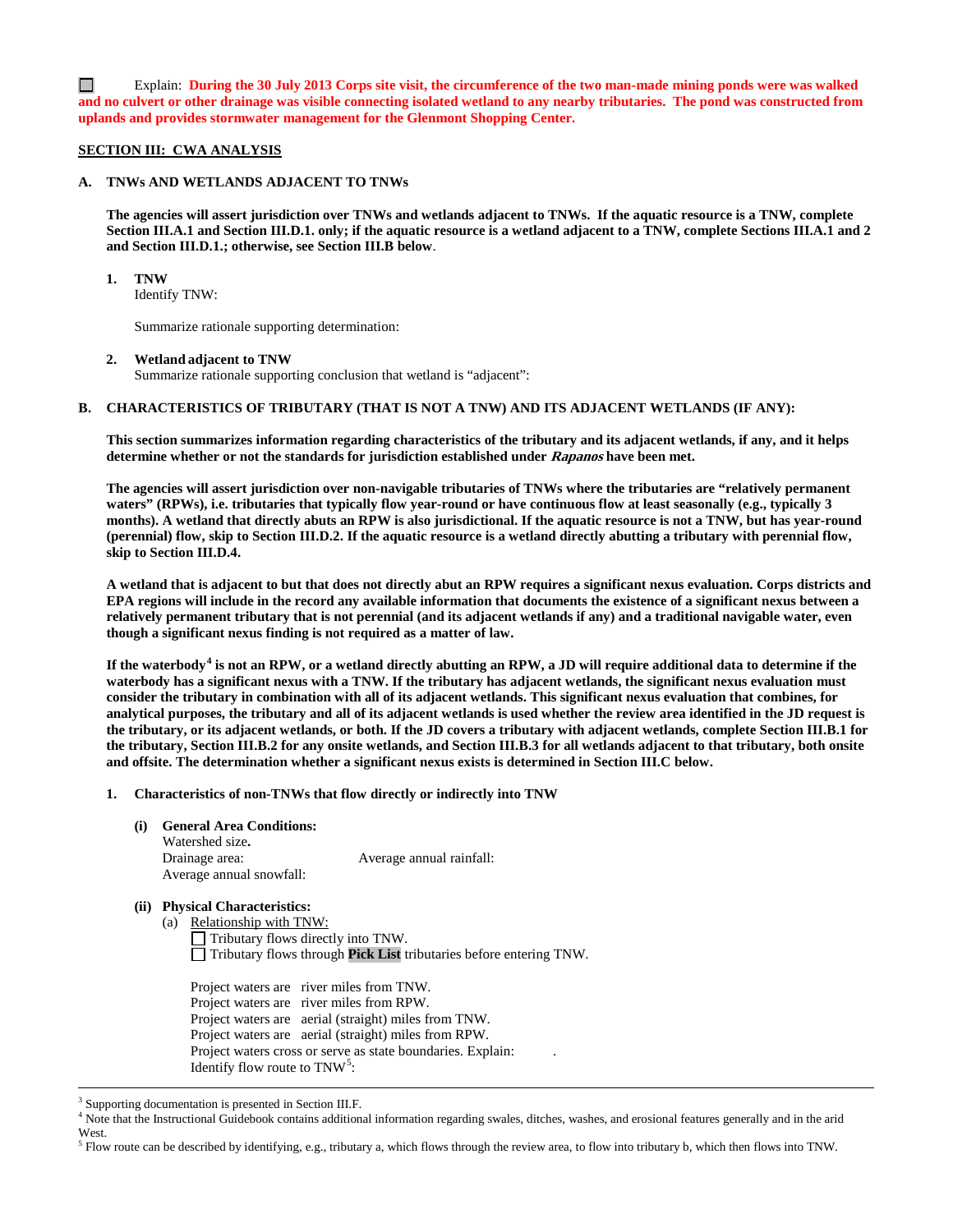☐ Explain: **During the 30 July 2013 Corps site visit, the circumference of the two man-made mining ponds were was walked and no culvert or other drainage was visible connecting isolated wetland to any nearby tributaries. The pond was constructed from uplands and provides stormwater management for the Glenmont Shopping Center.**

## SECTION III: CWA ANALYSIS

### A. TNWs AND WETLANDS ADJACENT TO TNWs

**The agencies will assert jurisdiction over TNWs and wetlands adjacent to TNWs. If the aquatic resource is a TNW, complete Section III.A.1 and Section III.D.1. only; if the aquatic resource is a wetland adjacent to a TNW, complete Sections III.A.1 and 2 and Section III.D.1.; otherwise, see Section III.B below**.

**1. TNW**
Identify TNW:

Summarize rationale supporting determination:

**2. Wetland adjacent to TNW**
Summarize rationale supporting conclusion that wetland is "adjacent":

### B. CHARACTERISTICS OF TRIBUTARY (THAT IS NOT A TNW) AND ITS ADJACENT WETLANDS (IF ANY):

**This section summarizes information regarding characteristics of the tributary and its adjacent wetlands, if any, and it helps determine whether or not the standards for jurisdiction established under *Rapanos* have been met.**

**The agencies will assert jurisdiction over non-navigable tributaries of TNWs where the tributaries are "relatively permanent waters" (RPWs), i.e. tributaries that typically flow year-round or have continuous flow at least seasonally (e.g., typically 3 months). A wetland that directly abuts an RPW is also jurisdictional. If the aquatic resource is not a TNW, but has year-round (perennial) flow, skip to Section III.D.2. If the aquatic resource is a wetland directly abutting a tributary with perennial flow, skip to Section III.D.4.**

**A wetland that is adjacent to but that does not directly abut an RPW requires a significant nexus evaluation. Corps districts and EPA regions will include in the record any available information that documents the existence of a significant nexus between a relatively permanent tributary that is not perennial (and its adjacent wetlands if any) and a traditional navigable water, even though a significant nexus finding is not required as a matter of law.**

**If the waterbody[4] is not an RPW, or a wetland directly abutting an RPW, a JD will require additional data to determine if the waterbody has a significant nexus with a TNW. If the tributary has adjacent wetlands, the significant nexus evaluation must consider the tributary in combination with all of its adjacent wetlands. This significant nexus evaluation that combines, for analytical purposes, the tributary and all of its adjacent wetlands is used whether the review area identified in the JD request is the tributary, or its adjacent wetlands, or both. If the JD covers a tributary with adjacent wetlands, complete Section III.B.1 for the tributary, Section III.B.2 for any onsite wetlands, and Section III.B.3 for all wetlands adjacent to that tributary, both onsite and offsite. The determination whether a significant nexus exists is determined in Section III.C below.**

**1. Characteristics of non-TNWs that flow directly or indirectly into TNW**

**(i) General Area Conditions:**
Watershed size**.**
Drainage area: Average annual rainfall:
Average annual snowfall:

**(ii) Physical Characteristics:**
(a) Relationship with TNW:
☐ Tributary flows directly into TNW.
☐ Tributary flows through **Pick List** tributaries before entering TNW.

Project waters are river miles from TNW.
Project waters are river miles from RPW.
Project waters are aerial (straight) miles from TNW.
Project waters are aerial (straight) miles from RPW.
Project waters cross or serve as state boundaries. Explain: .
Identify flow route to TNW[5]:

---

[3] Supporting documentation is presented in Section III.F.
[4] Note that the Instructional Guidebook contains additional information regarding swales, ditches, washes, and erosional features generally and in the arid West.
[5] Flow route can be described by identifying, e.g., tributary a, which flows through the review area, to flow into tributary b, which then flows into TNW.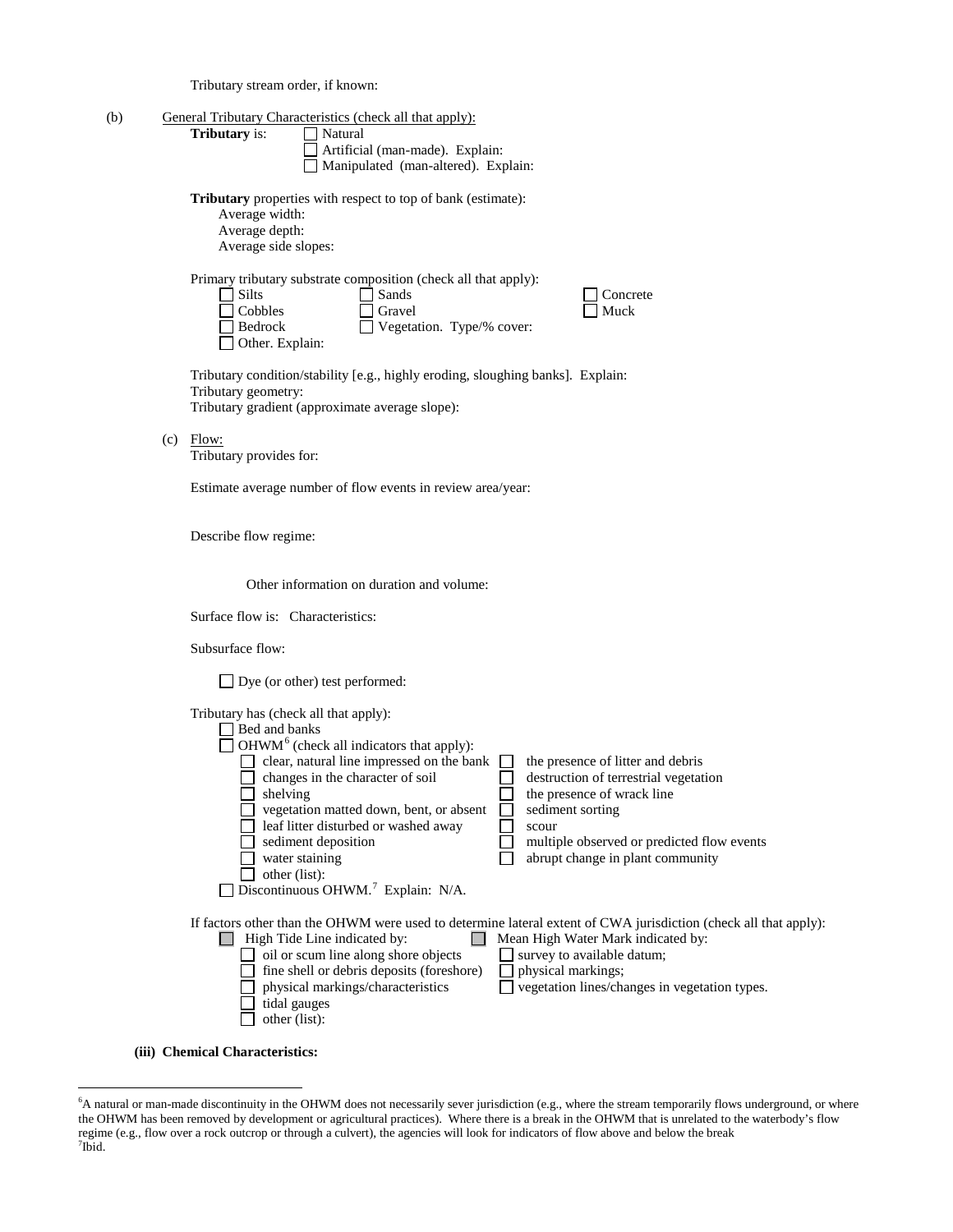Tributary stream order, if known:

(b) General Tributary Characteristics (check all that apply):

**Tributary** is: ☐ Natural
☐ Artificial (man-made). Explain:
☐ Manipulated (man-altered). Explain:

**Tributary** properties with respect to top of bank (estimate):
Average width:
Average depth:
Average side slopes:

Primary tributary substrate composition (check all that apply):

☐ Silts ☐ Sands ☐ Concrete
☐ Cobbles ☐ Gravel ☐ Muck
☐ Bedrock ☐ Vegetation. Type/% cover:
☐ Other. Explain:

Tributary condition/stability [e.g., highly eroding, sloughing banks]. Explain:
Tributary geometry:
Tributary gradient (approximate average slope):

(c) Flow:
Tributary provides for:

Estimate average number of flow events in review area/year:

Describe flow regime:

Other information on duration and volume:

Surface flow is: Characteristics:

Subsurface flow:

☐ Dye (or other) test performed:

Tributary has (check all that apply):
☐ Bed and banks
☐ OHWM[6] (check all indicators that apply):
☐ clear, natural line impressed on the bank ☐ the presence of litter and debris
☐ changes in the character of soil ☐ destruction of terrestrial vegetation
☐ shelving ☐ the presence of wrack line
☐ vegetation matted down, bent, or absent ☐ sediment sorting
☐ leaf litter disturbed or washed away ☐ scour
☐ sediment deposition ☐ multiple observed or predicted flow events
☐ water staining ☐ abrupt change in plant community
☐ other (list):
☐ Discontinuous OHWM.[7] Explain: N/A.

If factors other than the OHWM were used to determine lateral extent of CWA jurisdiction (check all that apply):
☐ High Tide Line indicated by: ☐ Mean High Water Mark indicated by:
☐ oil or scum line along shore objects ☐ survey to available datum;
☐ fine shell or debris deposits (foreshore) ☐ physical markings;
☐ physical markings/characteristics ☐ vegetation lines/changes in vegetation types.
☐ tidal gauges
☐ other (list):

**(iii) Chemical Characteristics:**

---

[6]A natural or man-made discontinuity in the OHWM does not necessarily sever jurisdiction (e.g., where the stream temporarily flows underground, or where the OHWM has been removed by development or agricultural practices). Where there is a break in the OHWM that is unrelated to the waterbody's flow regime (e.g., flow over a rock outcrop or through a culvert), the agencies will look for indicators of flow above and below the break
[7]Ibid.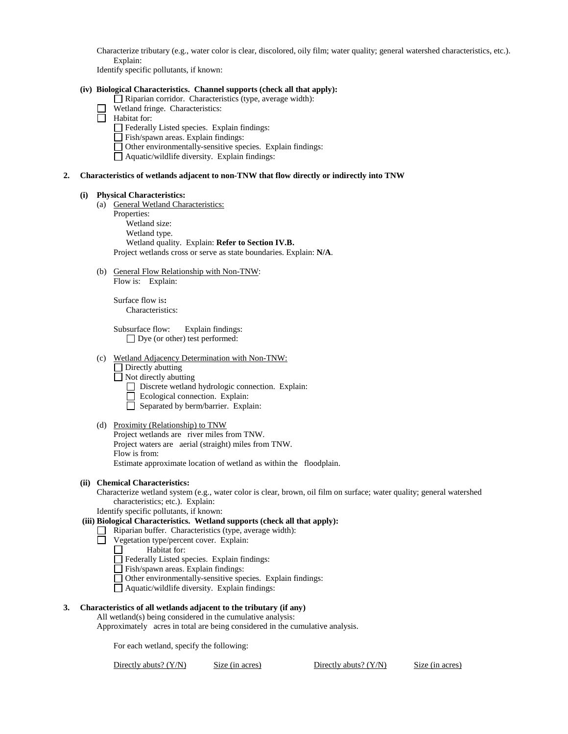Characterize tributary (e.g., water color is clear, discolored, oily film; water quality; general watershed characteristics, etc.). Explain:

Identify specific pollutants, if known:

**(iv) Biological Characteristics. Channel supports (check all that apply):**

- ☐ Riparian corridor. Characteristics (type, average width):
- ☐ Wetland fringe. Characteristics:
- ☐ Habitat for:
  - ☐ Federally Listed species. Explain findings:
  - ☐ Fish/spawn areas. Explain findings:
  - ☐ Other environmentally-sensitive species. Explain findings:
  - ☐ Aquatic/wildlife diversity. Explain findings:

**2. Characteristics of wetlands adjacent to non-TNW that flow directly or indirectly into TNW**

**(i) Physical Characteristics:**

(a) General Wetland Characteristics:

Properties:

Wetland size:

Wetland type.

Wetland quality. Explain: **Refer to Section IV.B.**

Project wetlands cross or serve as state boundaries. Explain: **N/A**.

(b) General Flow Relationship with Non-TNW:

Flow is: Explain:

Surface flow is**:**

Characteristics:

Subsurface flow: Explain findings:

☐ Dye (or other) test performed:

(c) Wetland Adjacency Determination with Non-TNW:

- ☐ Directly abutting
- ☐ Not directly abutting
  - ☐ Discrete wetland hydrologic connection. Explain:
  - ☐ Ecological connection. Explain:
  - ☐ Separated by berm/barrier. Explain:

(d) Proximity (Relationship) to TNW

Project wetlands are river miles from TNW.

Project waters are aerial (straight) miles from TNW.

Flow is from:

Estimate approximate location of wetland as within the floodplain.

**(ii) Chemical Characteristics:**

Characterize wetland system (e.g., water color is clear, brown, oil film on surface; water quality; general watershed characteristics; etc.). Explain:

Identify specific pollutants, if known:

**(iii) Biological Characteristics. Wetland supports (check all that apply):**

- ☐ Riparian buffer. Characteristics (type, average width):
- ☐ Vegetation type/percent cover. Explain:
- ☐ Habitat for:
  - ☐ Federally Listed species. Explain findings:
  - ☐ Fish/spawn areas. Explain findings:
  - ☐ Other environmentally-sensitive species. Explain findings:
  - ☐ Aquatic/wildlife diversity. Explain findings:

**3. Characteristics of all wetlands adjacent to the tributary (if any)**

All wetland(s) being considered in the cumulative analysis:

Approximately acres in total are being considered in the cumulative analysis.

For each wetland, specify the following:

| Directly abuts? (Y/N) | Size (in acres) | Directly abuts? (Y/N) | Size (in acres) |
|---|---|---|---|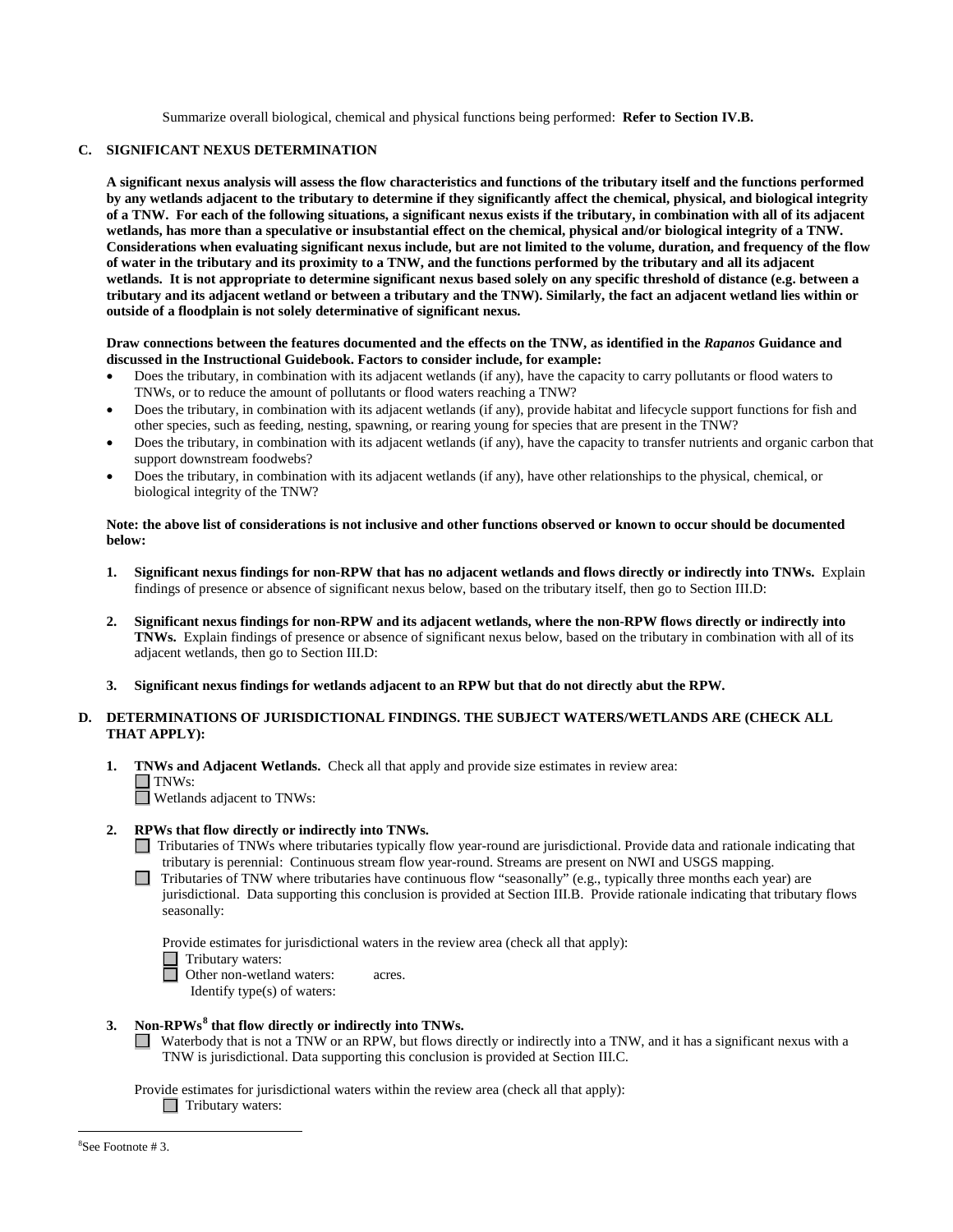Summarize overall biological, chemical and physical functions being performed: **Refer to Section IV.B.**

### C. SIGNIFICANT NEXUS DETERMINATION

**A significant nexus analysis will assess the flow characteristics and functions of the tributary itself and the functions performed by any wetlands adjacent to the tributary to determine if they significantly affect the chemical, physical, and biological integrity of a TNW. For each of the following situations, a significant nexus exists if the tributary, in combination with all of its adjacent wetlands, has more than a speculative or insubstantial effect on the chemical, physical and/or biological integrity of a TNW. Considerations when evaluating significant nexus include, but are not limited to the volume, duration, and frequency of the flow of water in the tributary and its proximity to a TNW, and the functions performed by the tributary and all its adjacent wetlands. It is not appropriate to determine significant nexus based solely on any specific threshold of distance (e.g. between a tributary and its adjacent wetland or between a tributary and the TNW). Similarly, the fact an adjacent wetland lies within or outside of a floodplain is not solely determinative of significant nexus.**

**Draw connections between the features documented and the effects on the TNW, as identified in the *Rapanos* Guidance and discussed in the Instructional Guidebook. Factors to consider include, for example:**

- Does the tributary, in combination with its adjacent wetlands (if any), have the capacity to carry pollutants or flood waters to TNWs, or to reduce the amount of pollutants or flood waters reaching a TNW?
- Does the tributary, in combination with its adjacent wetlands (if any), provide habitat and lifecycle support functions for fish and other species, such as feeding, nesting, spawning, or rearing young for species that are present in the TNW?
- Does the tributary, in combination with its adjacent wetlands (if any), have the capacity to transfer nutrients and organic carbon that support downstream foodwebs?
- Does the tributary, in combination with its adjacent wetlands (if any), have other relationships to the physical, chemical, or biological integrity of the TNW?

**Note: the above list of considerations is not inclusive and other functions observed or known to occur should be documented below:**

1. **Significant nexus findings for non-RPW that has no adjacent wetlands and flows directly or indirectly into TNWs.** Explain findings of presence or absence of significant nexus below, based on the tributary itself, then go to Section III.D:

2. **Significant nexus findings for non-RPW and its adjacent wetlands, where the non-RPW flows directly or indirectly into TNWs.** Explain findings of presence or absence of significant nexus below, based on the tributary in combination with all of its adjacent wetlands, then go to Section III.D:

3. **Significant nexus findings for wetlands adjacent to an RPW but that do not directly abut the RPW.**

### D. DETERMINATIONS OF JURISDICTIONAL FINDINGS. THE SUBJECT WATERS/WETLANDS ARE (CHECK ALL THAT APPLY):

1. **TNWs and Adjacent Wetlands.** Check all that apply and provide size estimates in review area:
   - ☐ TNWs:
   - ☐ Wetlands adjacent to TNWs:

2. **RPWs that flow directly or indirectly into TNWs.**
   - ☐ Tributaries of TNWs where tributaries typically flow year-round are jurisdictional. Provide data and rationale indicating that tributary is perennial: Continuous stream flow year-round. Streams are present on NWI and USGS mapping.
   - ☐ Tributaries of TNW where tributaries have continuous flow "seasonally" (e.g., typically three months each year) are jurisdictional. Data supporting this conclusion is provided at Section III.B. Provide rationale indicating that tributary flows seasonally:

   Provide estimates for jurisdictional waters in the review area (check all that apply):
   - ☐ Tributary waters:
   - ☐ Other non-wetland waters: acres.
     Identify type(s) of waters:

3. **Non-RPWs[8] that flow directly or indirectly into TNWs.**
   - ☐ Waterbody that is not a TNW or an RPW, but flows directly or indirectly into a TNW, and it has a significant nexus with a TNW is jurisdictional. Data supporting this conclusion is provided at Section III.C.

   Provide estimates for jurisdictional waters within the review area (check all that apply):
   - ☐ Tributary waters:

[8]See Footnote # 3.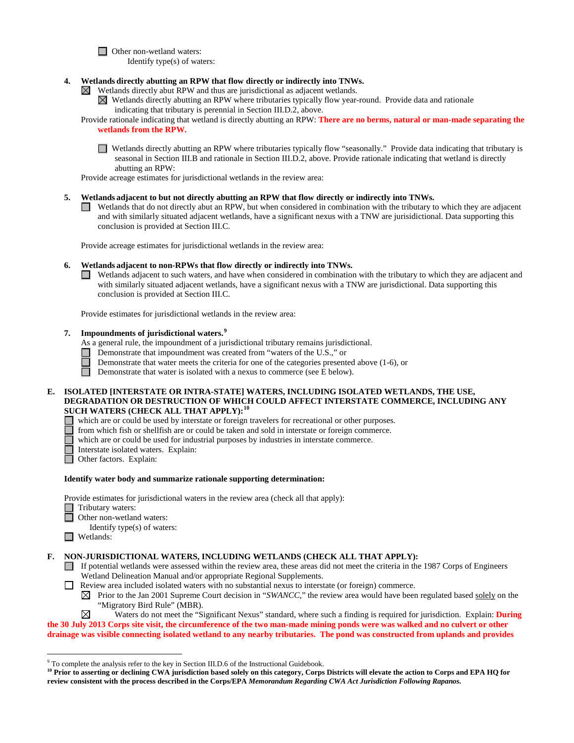☐ Other non-wetland waters:
Identify type(s) of waters:

**4. Wetlands directly abutting an RPW that flow directly or indirectly into TNWs.**

☒ Wetlands directly abut RPW and thus are jurisdictional as adjacent wetlands.

☒ Wetlands directly abutting an RPW where tributaries typically flow year-round. Provide data and rationale indicating that tributary is perennial in Section III.D.2, above.

Provide rationale indicating that wetland is directly abutting an RPW: **There are no berms, natural or man-made separating the wetlands from the RPW.**

☐ Wetlands directly abutting an RPW where tributaries typically flow "seasonally." Provide data indicating that tributary is seasonal in Section III.B and rationale in Section III.D.2, above. Provide rationale indicating that wetland is directly abutting an RPW:

Provide acreage estimates for jurisdictional wetlands in the review area:

**5. Wetlands adjacent to but not directly abutting an RPW that flow directly or indirectly into TNWs.**

☐ Wetlands that do not directly abut an RPW, but when considered in combination with the tributary to which they are adjacent and with similarly situated adjacent wetlands, have a significant nexus with a TNW are jurisidictional. Data supporting this conclusion is provided at Section III.C.

Provide acreage estimates for jurisdictional wetlands in the review area:

**6. Wetlands adjacent to non-RPWs that flow directly or indirectly into TNWs.**

☐ Wetlands adjacent to such waters, and have when considered in combination with the tributary to which they are adjacent and with similarly situated adjacent wetlands, have a significant nexus with a TNW are jurisdictional. Data supporting this conclusion is provided at Section III.C.

Provide estimates for jurisdictional wetlands in the review area:

**7. Impoundments of jurisdictional waters.**[9]

As a general rule, the impoundment of a jurisdictional tributary remains jurisdictional.

☐ Demonstrate that impoundment was created from "waters of the U.S.," or
☐ Demonstrate that water meets the criteria for one of the categories presented above (1-6), or
☐ Demonstrate that water is isolated with a nexus to commerce (see E below).

**E. ISOLATED [INTERSTATE OR INTRA-STATE] WATERS, INCLUDING ISOLATED WETLANDS, THE USE, DEGRADATION OR DESTRUCTION OF WHICH COULD AFFECT INTERSTATE COMMERCE, INCLUDING ANY SUCH WATERS (CHECK ALL THAT APPLY):**[10]

☐ which are or could be used by interstate or foreign travelers for recreational or other purposes.
☐ from which fish or shellfish are or could be taken and sold in interstate or foreign commerce.
☐ which are or could be used for industrial purposes by industries in interstate commerce.
☐ Interstate isolated waters. Explain:
☐ Other factors. Explain:

**Identify water body and summarize rationale supporting determination:**

Provide estimates for jurisdictional waters in the review area (check all that apply):

☐ Tributary waters:
☐ Other non-wetland waters:
Identify type(s) of waters:
☐ Wetlands:

**F. NON-JURISDICTIONAL WATERS, INCLUDING WETLANDS (CHECK ALL THAT APPLY):**

☐ If potential wetlands were assessed within the review area, these areas did not meet the criteria in the 1987 Corps of Engineers Wetland Delineation Manual and/or appropriate Regional Supplements.

☐ Review area included isolated waters with no substantial nexus to interstate (or foreign) commerce.

☒ Prior to the Jan 2001 Supreme Court decision in "*SWANCC*," the review area would have been regulated based solely on the "Migratory Bird Rule" (MBR).

☒ Waters do not meet the "Significant Nexus" standard, where such a finding is required for jurisdiction. Explain: **During the 30 July 2013 Corps site visit, the circumference of the two man-made mining ponds were was walked and no culvert or other drainage was visible connecting isolated wetland to any nearby tributaries. The pond was constructed from uplands and provides**

---

[9] To complete the analysis refer to the key in Section III.D.6 of the Instructional Guidebook.

[10] **Prior to asserting or declining CWA jurisdiction based solely on this category, Corps Districts will elevate the action to Corps and EPA HQ for review consistent with the process described in the Corps/EPA *Memorandum Regarding CWA Act Jurisdiction Following Rapanos.***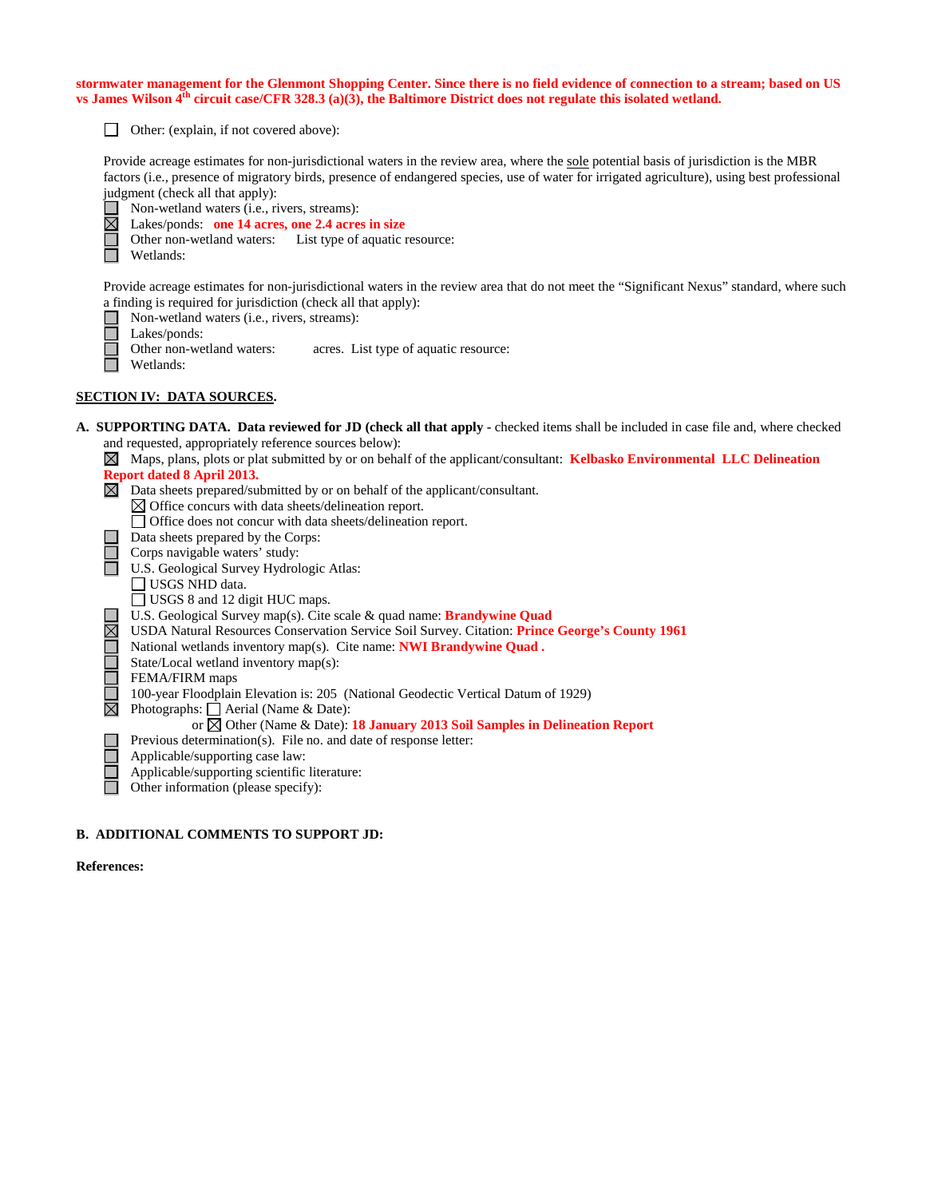**stormwater management for the Glenmont Shopping Center. Since there is no field evidence of connection to a stream; based on US vs James Wilson 4th circuit case/CFR 328.3 (a)(3), the Baltimore District does not regulate this isolated wetland.**

☐ Other: (explain, if not covered above):

Provide acreage estimates for non-jurisdictional waters in the review area, where the sole potential basis of jurisdiction is the MBR factors (i.e., presence of migratory birds, presence of endangered species, use of water for irrigated agriculture), using best professional judgment (check all that apply):

- ☐ Non-wetland waters (i.e., rivers, streams):
- ☒ Lakes/ponds: **one 14 acres, one 2.4 acres in size**
- ☐ Other non-wetland waters: List type of aquatic resource:
- ☐ Wetlands:

Provide acreage estimates for non-jurisdictional waters in the review area that do not meet the "Significant Nexus" standard, where such a finding is required for jurisdiction (check all that apply):

- ☐ Non-wetland waters (i.e., rivers, streams):
- ☐ Lakes/ponds:
- ☐ Other non-wetland waters: acres. List type of aquatic resource:
- ☐ Wetlands:

## SECTION IV: DATA SOURCES.

**A. SUPPORTING DATA. Data reviewed for JD (check all that apply** - checked items shall be included in case file and, where checked and requested, appropriately reference sources below):

- ☒ Maps, plans, plots or plat submitted by or on behalf of the applicant/consultant: **Kelbasko Environmental LLC Delineation Report dated 8 April 2013.**
- ☒ Data sheets prepared/submitted by or on behalf of the applicant/consultant.
  - ☒ Office concurs with data sheets/delineation report.
  - ☐ Office does not concur with data sheets/delineation report.
- ☐ Data sheets prepared by the Corps:
- ☐ Corps navigable waters' study:
- ☐ U.S. Geological Survey Hydrologic Atlas:
  - ☐ USGS NHD data.
  - ☐ USGS 8 and 12 digit HUC maps.
- ☐ U.S. Geological Survey map(s). Cite scale & quad name: **Brandywine Quad**
- ☒ USDA Natural Resources Conservation Service Soil Survey. Citation: **Prince George's County 1961**
- ☐ National wetlands inventory map(s). Cite name: **NWI Brandywine Quad .**
- ☐ State/Local wetland inventory map(s):
- ☐ FEMA/FIRM maps
- ☐ 100-year Floodplain Elevation is: 205 (National Geodectic Vertical Datum of 1929)
- ☒ Photographs: ☐ Aerial (Name & Date):
  or ☒ Other (Name & Date): **18 January 2013 Soil Samples in Delineation Report**
- ☐ Previous determination(s). File no. and date of response letter:
- ☐ Applicable/supporting case law:
- ☐ Applicable/supporting scientific literature:
- ☐ Other information (please specify):

**B. ADDITIONAL COMMENTS TO SUPPORT JD:**

**References:**